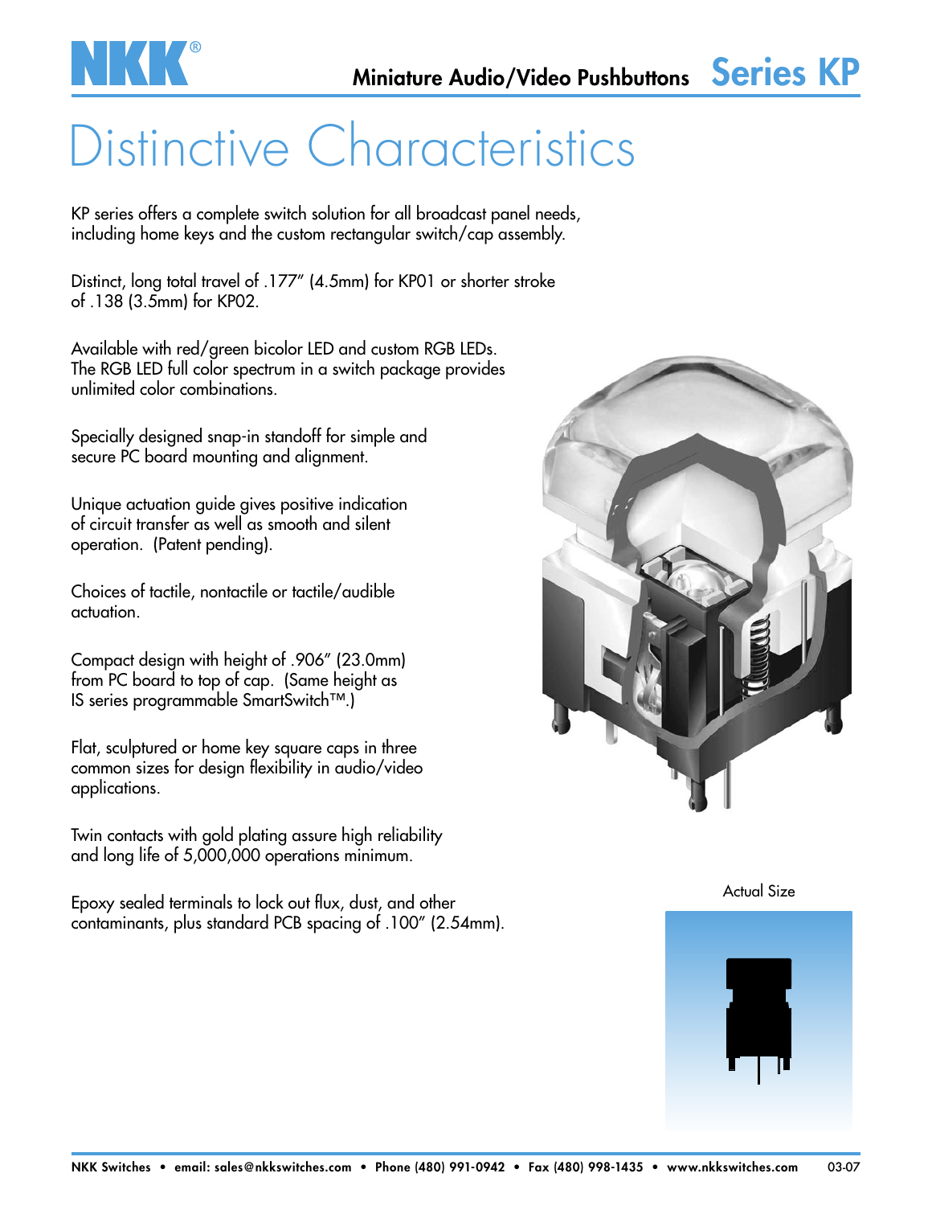# Distinctive Characteristics

KP series offers a complete switch solution for all broadcast panel needs, including home keys and the custom rectangular switch/cap assembly.

Distinct, long total travel of .177″ (4.5mm) for KP01 or shorter stroke of .138 (3.5mm) for KP02.

Available with red/green bicolor LED and custom RGB LEDs. The RGB LED full color spectrum in a switch package provides unlimited color combinations.

Specially designed snap-in standoff for simple and secure PC board mounting and alignment.

Unique actuation guide gives positive indication of circuit transfer as well as smooth and silent operation. (Patent pending).

Choices of tactile, nontactile or tactile/audible actuation.

Compact design with height of .906″ (23.0mm) from PC board to top of cap. (Same height as IS series programmable SmartSwitch™.)

Flat, sculptured or home key square caps in three common sizes for design flexibility in audio/video applications.

Twin contacts with gold plating assure high reliability and long life of 5,000,000 operations minimum.

Epoxy sealed terminals to lock out flux, dust, and other contaminants, plus standard PCB spacing of .100″ (2.54mm).

Actual Size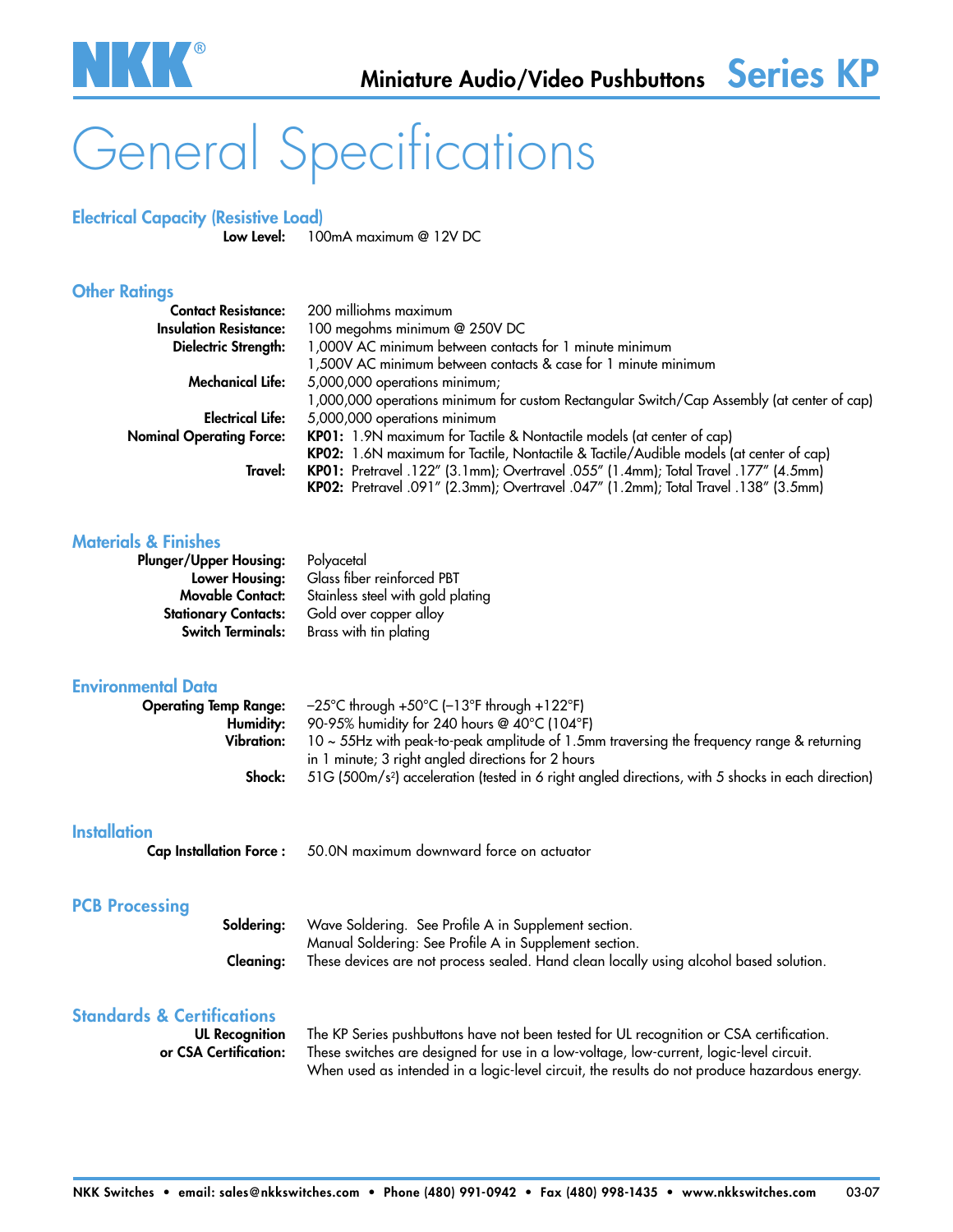# General Specifications

## Electrical Capacity (Resistive Load)

**Low Level:** 100mA maximum @ 12V DC

## Other Ratings

**Contact Resistance:** 200 milliohms maximum
**Insulation Resistance:** 100 megohms minimum @ 250V DC
**Dielectric Strength:** 1,000V AC minimum between contacts for 1 minute minimum
1,500V AC minimum between contacts & case for 1 minute minimum
**Mechanical Life:** 5,000,000 operations minimum;
1,000,000 operations minimum for custom Rectangular Switch/Cap Assembly (at center of cap)
**Electrical Life:** 5,000,000 operations minimum
**Nominal Operating Force:** **KP01:** 1.9N maximum for Tactile & Nontactile models (at center of cap)
**KP02:** 1.6N maximum for Tactile, Nontactile & Tactile/Audible models (at center of cap)
**Travel:** **KP01:** Pretravel .122" (3.1mm); Overtravel .055" (1.4mm); Total Travel .177" (4.5mm)
**KP02:** Pretravel .091" (2.3mm); Overtravel .047" (1.2mm); Total Travel .138" (3.5mm)

## Materials & Finishes

**Plunger/Upper Housing:** Polyacetal
**Lower Housing:** Glass fiber reinforced PBT
**Movable Contact:** Stainless steel with gold plating
**Stationary Contacts:** Gold over copper alloy
**Switch Terminals:** Brass with tin plating

## Environmental Data

**Operating Temp Range:** –25°C through +50°C (–13°F through +122°F)
**Humidity:** 90-95% humidity for 240 hours @ 40°C (104°F)
**Vibration:** 10 ~ 55Hz with peak-to-peak amplitude of 1.5mm traversing the frequency range & returning in 1 minute; 3 right angled directions for 2 hours
**Shock:** 51G ($500m/s^2$) acceleration (tested in 6 right angled directions, with 5 shocks in each direction)

## Installation

**Cap Installation Force :** 50.0N maximum downward force on actuator

## PCB Processing

**Soldering:** Wave Soldering. See Profile A in Supplement section.
Manual Soldering: See Profile A in Supplement section.
**Cleaning:** These devices are not process sealed. Hand clean locally using alcohol based solution.

## Standards & Certifications

**UL Recognition or CSA Certification:** The KP Series pushbuttons have not been tested for UL recognition or CSA certification. These switches are designed for use in a low-voltage, low-current, logic-level circuit. When used as intended in a logic-level circuit, the results do not produce hazardous energy.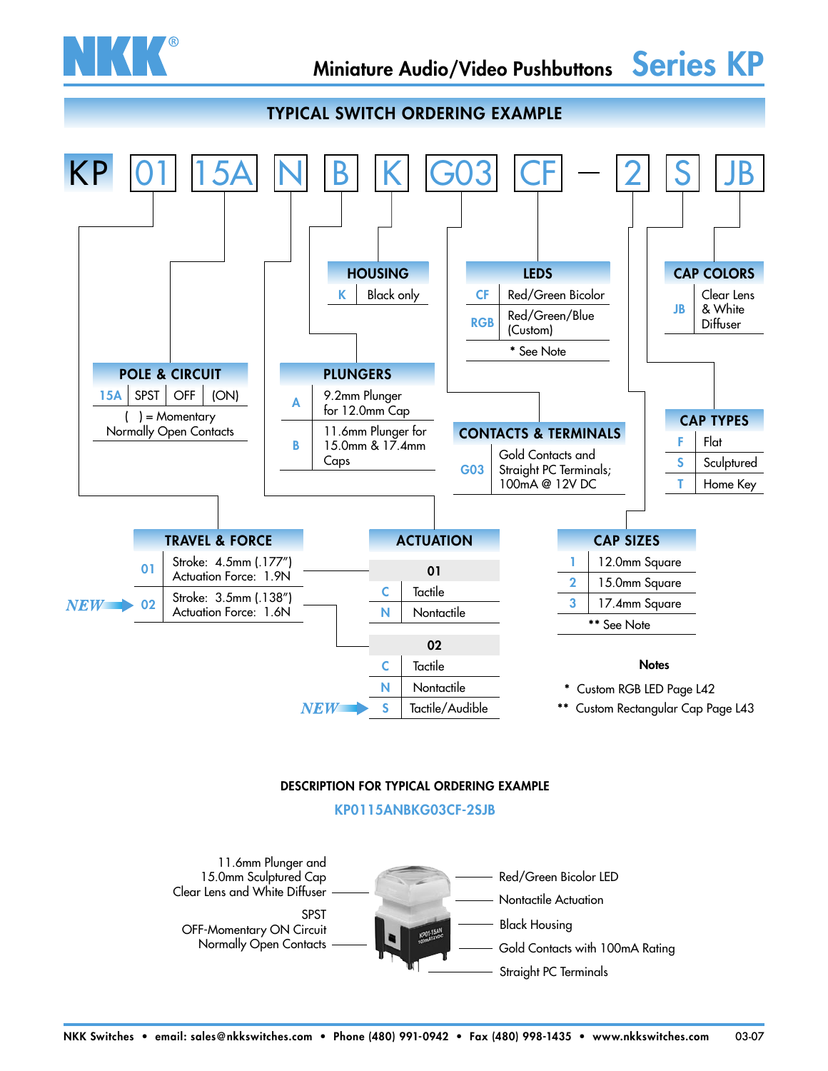# Miniature Audio/Video Pushbuttons Series KP

## TYPICAL SWITCH ORDERING EXAMPLE

KP 01 15A N B K G03 CF — 2 S JB

### TRAVEL & FORCE

| Code | Description |
|---|---|
| 01 | Stroke: 4.5mm (.177") Actuation Force: 1.9N |
| 02 (*NEW*) | Stroke: 3.5mm (.138") Actuation Force: 1.6N |

### POLE & CIRCUIT

| Code | Pole | | |
|---|---|---|---|
| 15A | SPST | OFF | (ON) |

( ) = Momentary Normally Open Contacts

### ACTUATION

| 01 | |
|---|---|
| C | Tactile |
| N | Nontactile |

| 02 | |
|---|---|
| C | Tactile |
| N | Nontactile |
| S (*NEW*) | Tactile/Audible |

### PLUNGERS

| Code | Description |
|---|---|
| A | 9.2mm Plunger for 12.0mm Cap |
| B | 11.6mm Plunger for 15.0mm & 17.4mm Caps |

### HOUSING

| Code | Description |
|---|---|
| K | Black only |

### CONTACTS & TERMINALS

| Code | Description |
|---|---|
| G03 | Gold Contacts and Straight PC Terminals; 100mA @ 12V DC |

### LEDS

| Code | Description |
|---|---|
| CF | Red/Green Bicolor |
| RGB | Red/Green/Blue (Custom) |

\* See Note

### CAP SIZES

| Code | Description |
|---|---|
| 1 | 12.0mm Square |
| 2 | 15.0mm Square |
| 3 | 17.4mm Square |

\*\* See Note

### CAP TYPES

| Code | Description |
|---|---|
| F | Flat |
| S | Sculptured |
| T | Home Key |

### CAP COLORS

| Code | Description |
|---|---|
| JB | Clear Lens & White Diffuser |

### Notes

\* Custom RGB LED Page L42

\*\* Custom Rectangular Cap Page L43

## DESCRIPTION FOR TYPICAL ORDERING EXAMPLE

KP0115ANBKG03CF-2SJB

- 11.6mm Plunger and 15.0mm Sculptured Cap Clear Lens and White Diffuser
- SPST OFF-Momentary ON Circuit Normally Open Contacts
- Red/Green Bicolor LED
- Nontactile Actuation
- Black Housing
- Gold Contacts with 100mA Rating
- Straight PC Terminals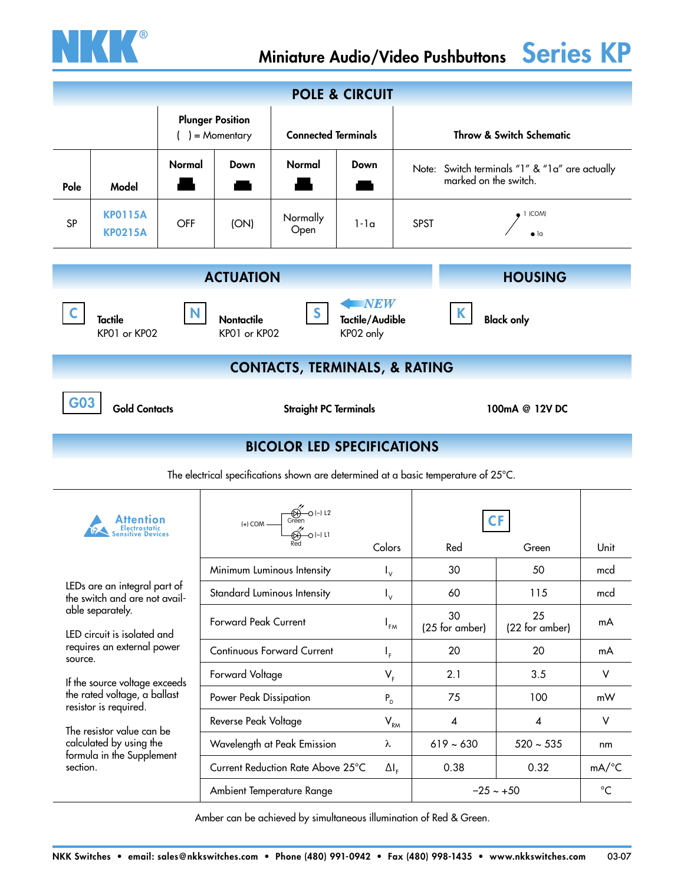# Miniature Audio/Video Pushbuttons Series KP

## POLE & CIRCUIT

| Pole | Model | Plunger Position ( ) = Momentary | | Connected Terminals | | Throw & Switch Schematic |
|---|---|---|---|---|---|---|
| | | Normal | Down | Normal | Down | Note: Switch terminals "1" & "1a" are actually marked on the switch. |
| SP | KP0115A<br>KP0215A | OFF | (ON) | Normally Open | 1-1a | SPST 1 (COM) 1a |

## ACTUATION

**C** **Tactile** KP01 or KP02

**N** **Nontactile** KP01 or KP02

**S** *NEW* **Tactile/Audible** KP02 only

## HOUSING

**K** **Black only**

## CONTACTS, TERMINALS, & RATING

**G03** **Gold Contacts** **Straight PC Terminals** **100mA @ 12V DC**

## BICOLOR LED SPECIFICATIONS

The electrical specifications shown are determined at a basic temperature of 25°C.

Attention Electrostatic Sensitive Devices

LEDs are an integral part of the switch and are not available separately.

LED circuit is isolated and requires an external power source.

If the source voltage exceeds the rated voltage, a ballast resistor is required.

The resistor value can be calculated by using the formula in the Supplement section.

(+) COM; Green (–) L2; Red (–) L1

| | Colors | CF Red | CF Green | Unit |
|---|---|---|---|---|
| Minimum Luminous Intensity | $I_V$ | 30 | 50 | mcd |
| Standard Luminous Intensity | $I_V$ | 60 | 115 | mcd |
| Forward Peak Current | $I_{FM}$ | 30 (25 for amber) | 25 (22 for amber) | mA |
| Continuous Forward Current | $I_F$ | 20 | 20 | mA |
| Forward Voltage | $V_F$ | 2.1 | 3.5 | V |
| Power Peak Dissipation | $P_D$ | 75 | 100 | mW |
| Reverse Peak Voltage | $V_{RM}$ | 4 | 4 | V |
| Wavelength at Peak Emission | $\lambda$ | 619 ~ 630 | 520 ~ 535 | nm |
| Current Reduction Rate Above 25°C | $\Delta I_F$ | 0.38 | 0.32 | mA/°C |
| Ambient Temperature Range | | −25 ~ +50 | | °C |

Amber can be achieved by simultaneous illumination of Red & Green.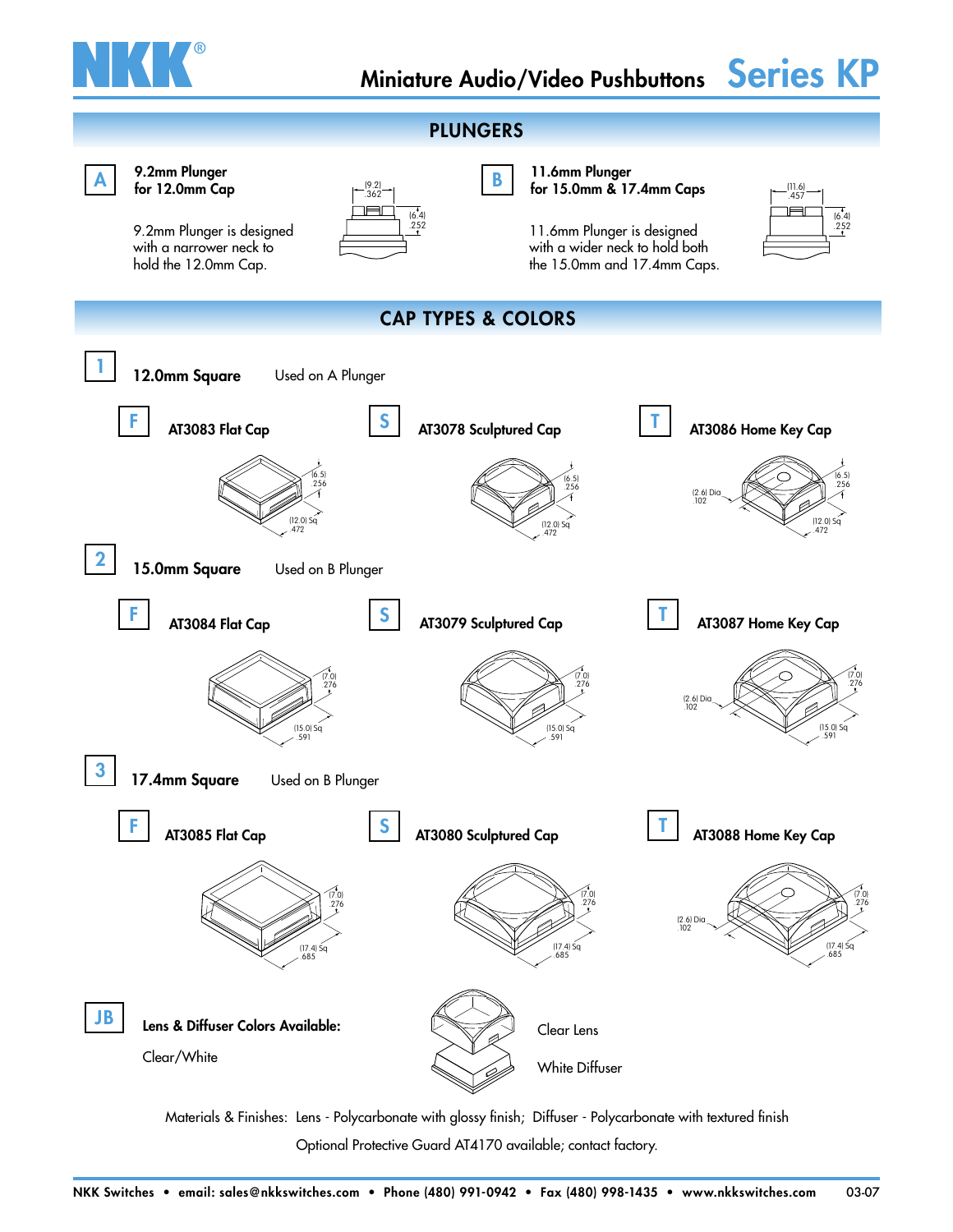# Miniature Audio/Video Pushbuttons Series KP

## PLUNGERS

**A**

**9.2mm Plunger for 12.0mm Cap**

9.2mm Plunger is designed with a narrower neck to hold the 12.0mm Cap.

(9.2) .362
(6.4) .252

**B**

**11.6mm Plunger for 15.0mm & 17.4mm Caps**

11.6mm Plunger is designed with a wider neck to hold both the 15.0mm and 17.4mm Caps.

(11.6) .457
(6.4) .252

## CAP TYPES & COLORS

**1** **12.0mm Square** Used on A Plunger

**F** **AT3083 Flat Cap**

(6.5) .256
(12.0) Sq .472

**S** **AT3078 Sculptured Cap**

(6.5) .256
(12.0) Sq .472

**T** **AT3086 Home Key Cap**

(2.6) Dia .102
(6.5) .256
(12.0) Sq .472

**2** **15.0mm Square** Used on B Plunger

**F** **AT3084 Flat Cap**

(7.0) .276
(15.0) Sq .591

**S** **AT3079 Sculptured Cap**

(7.0) .276
(15.0) Sq .591

**T** **AT3087 Home Key Cap**

(2.6) Dia .102
(7.0) .276
(15.0) Sq .591

**3** **17.4mm Square** Used on B Plunger

**F** **AT3085 Flat Cap**

(7.0) .276
(17.4) Sq .685

**S** **AT3080 Sculptured Cap**

(7.0) .276
(17.4) Sq .685

**T** **AT3088 Home Key Cap**

(2.6) Dia .102
(7.0) .276
(17.4) Sq .685

**JB**

**Lens & Diffuser Colors Available:**

Clear/White

Clear Lens

White Diffuser

Materials & Finishes: Lens - Polycarbonate with glossy finish; Diffuser - Polycarbonate with textured finish

Optional Protective Guard AT4170 available; contact factory.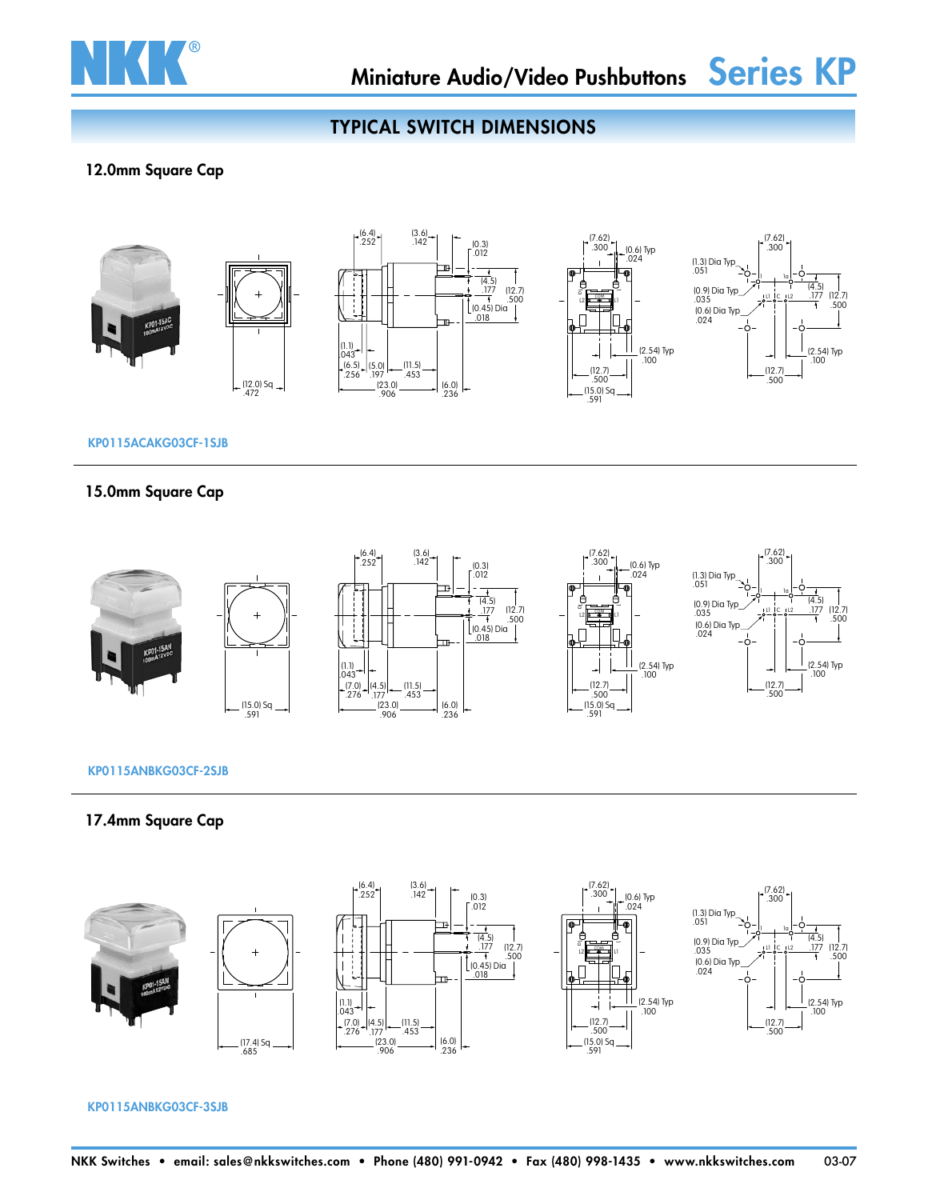## TYPICAL SWITCH DIMENSIONS

### 12.0mm Square Cap

KP0115ACAKG03CF-1SJB

### 15.0mm Square Cap

KP0115ANBKG03CF-2SJB

### 17.4mm Square Cap

KP0115ANBKG03CF-3SJB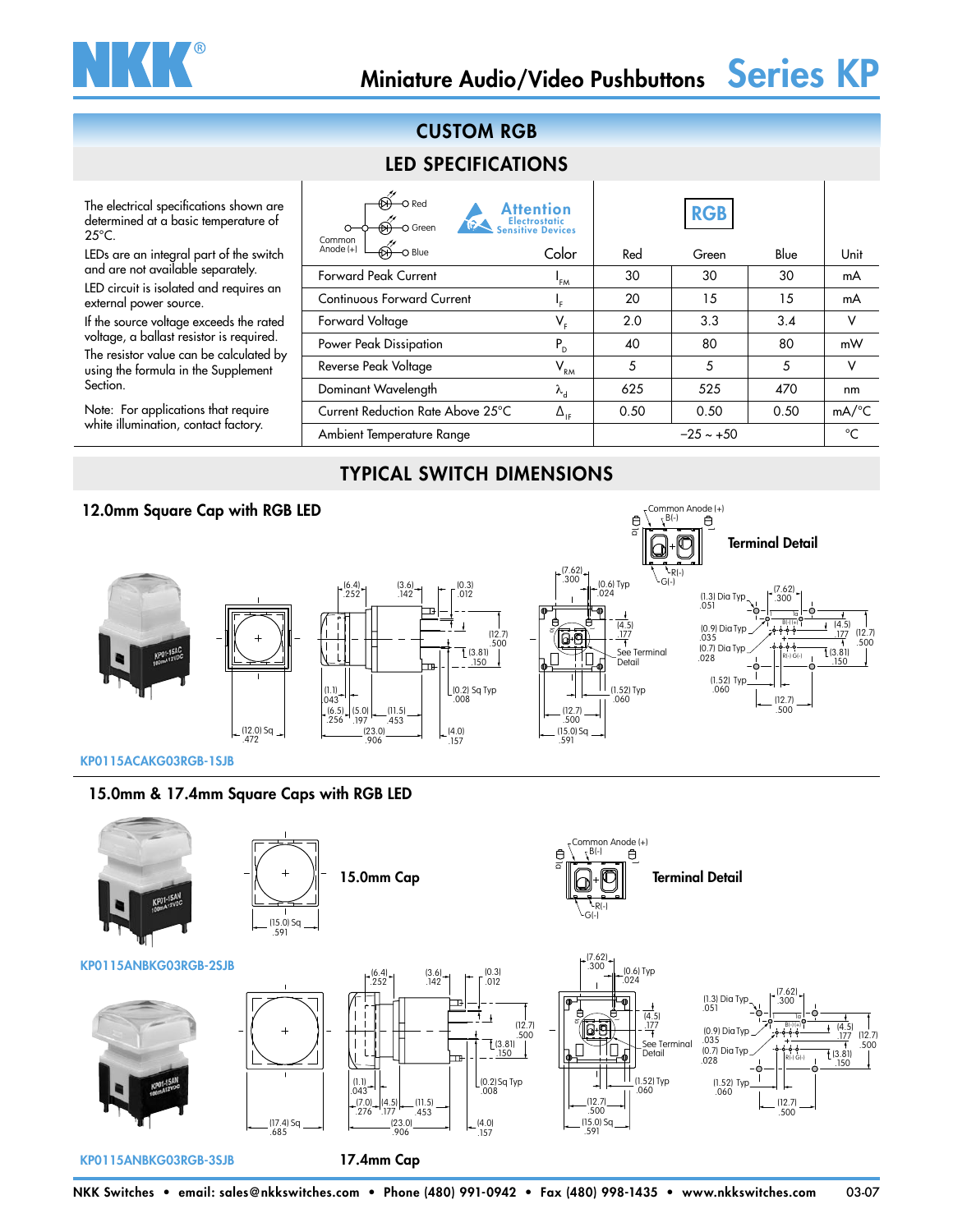# Miniature Audio/Video Pushbuttons Series KP

## CUSTOM RGB

## LED SPECIFICATIONS

The electrical specifications shown are determined at a basic temperature of 25°C.

LEDs are an integral part of the switch and are not available separately.

LED circuit is isolated and requires an external power source.

If the source voltage exceeds the rated voltage, a ballast resistor is required.

The resistor value can be calculated by using the formula in the Supplement Section.

Note: For applications that require white illumination, contact factory.

Attention Electrostatic Sensitive Devices

| Color | | Red | Green | Blue | Unit |
|---|---|---|---|---|---|
| Forward Peak Current | $I_{FM}$ | 30 | 30 | 30 | mA |
| Continuous Forward Current | $I_F$ | 20 | 15 | 15 | mA |
| Forward Voltage | $V_F$ | 2.0 | 3.3 | 3.4 | V |
| Power Peak Dissipation | $P_D$ | 40 | 80 | 80 | mW |
| Reverse Peak Voltage | $V_{RM}$ | 5 | 5 | 5 | V |
| Dominant Wavelength | $\lambda_d$ | 625 | 525 | 470 | nm |
| Current Reduction Rate Above 25°C | $\Delta_{IF}$ | 0.50 | 0.50 | 0.50 | mA/°C |
| Ambient Temperature Range | | −25 ~ +50 | | | °C |

## TYPICAL SWITCH DIMENSIONS

### 12.0mm Square Cap with RGB LED

Terminal Detail

KP0115ACAKG03RGB-1SJB

### 15.0mm & 17.4mm Square Caps with RGB LED

15.0mm Cap

Terminal Detail

KP0115ANBKG03RGB-2SJB

KP0115ANBKG03RGB-3SJB

17.4mm Cap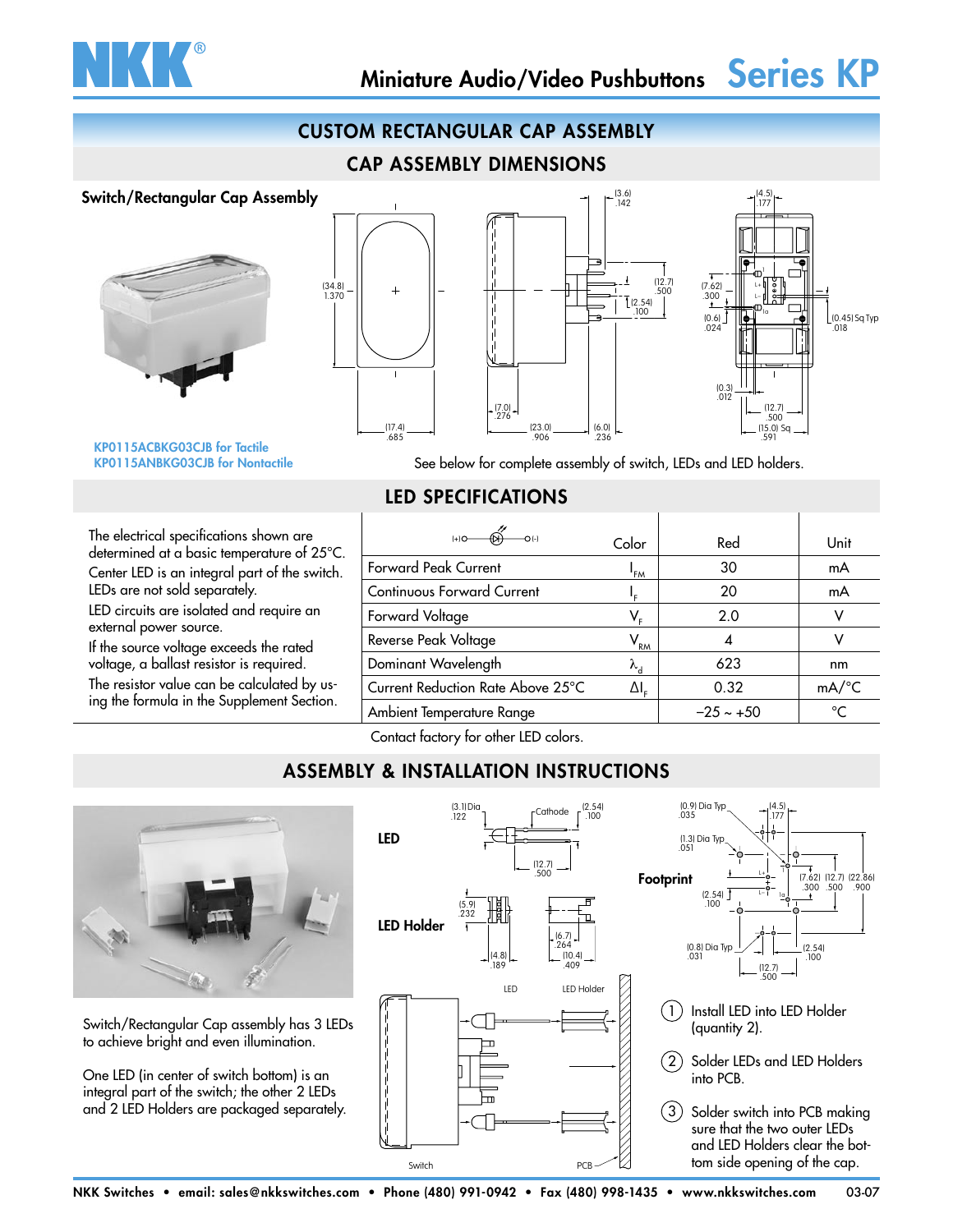# CUSTOM RECTANGULAR CAP ASSEMBLY

## CAP ASSEMBLY DIMENSIONS

### Switch/Rectangular Cap Assembly

KP0115ACBKG03CJB for Tactile
KP0115ANBKG03CJB for Nontactile

See below for complete assembly of switch, LEDs and LED holders.

## LED SPECIFICATIONS

The electrical specifications shown are determined at a basic temperature of 25°C.

Center LED is an integral part of the switch. LEDs are not sold separately.

LED circuits are isolated and require an external power source.

If the source voltage exceeds the rated voltage, a ballast resistor is required.

The resistor value can be calculated by using the formula in the Supplement Section.

| (+) ○—LED—○ (-) | Color | Red | Unit |
|---|---|---|---|
| Forward Peak Current | $I_{FM}$ | 30 | mA |
| Continuous Forward Current | $I_F$ | 20 | mA |
| Forward Voltage | $V_F$ | 2.0 | V |
| Reverse Peak Voltage | $V_{RM}$ | 4 | V |
| Dominant Wavelength | $\lambda_d$ | 623 | nm |
| Current Reduction Rate Above 25°C | $\Delta I_F$ | 0.32 | mA/°C |
| Ambient Temperature Range | | −25 ~ +50 | °C |

Contact factory for other LED colors.

## ASSEMBLY & INSTALLATION INSTRUCTIONS

Switch/Rectangular Cap assembly has 3 LEDs to achieve bright and even illumination.

One LED (in center of switch bottom) is an integral part of the switch; the other 2 LEDs and 2 LED Holders are packaged separately.

**LED**

**LED Holder**

**Footprint**

1. Install LED into LED Holder (quantity 2).
2. Solder LEDs and LED Holders into PCB.
3. Solder switch into PCB making sure that the two outer LEDs and LED Holders clear the bottom side opening of the cap.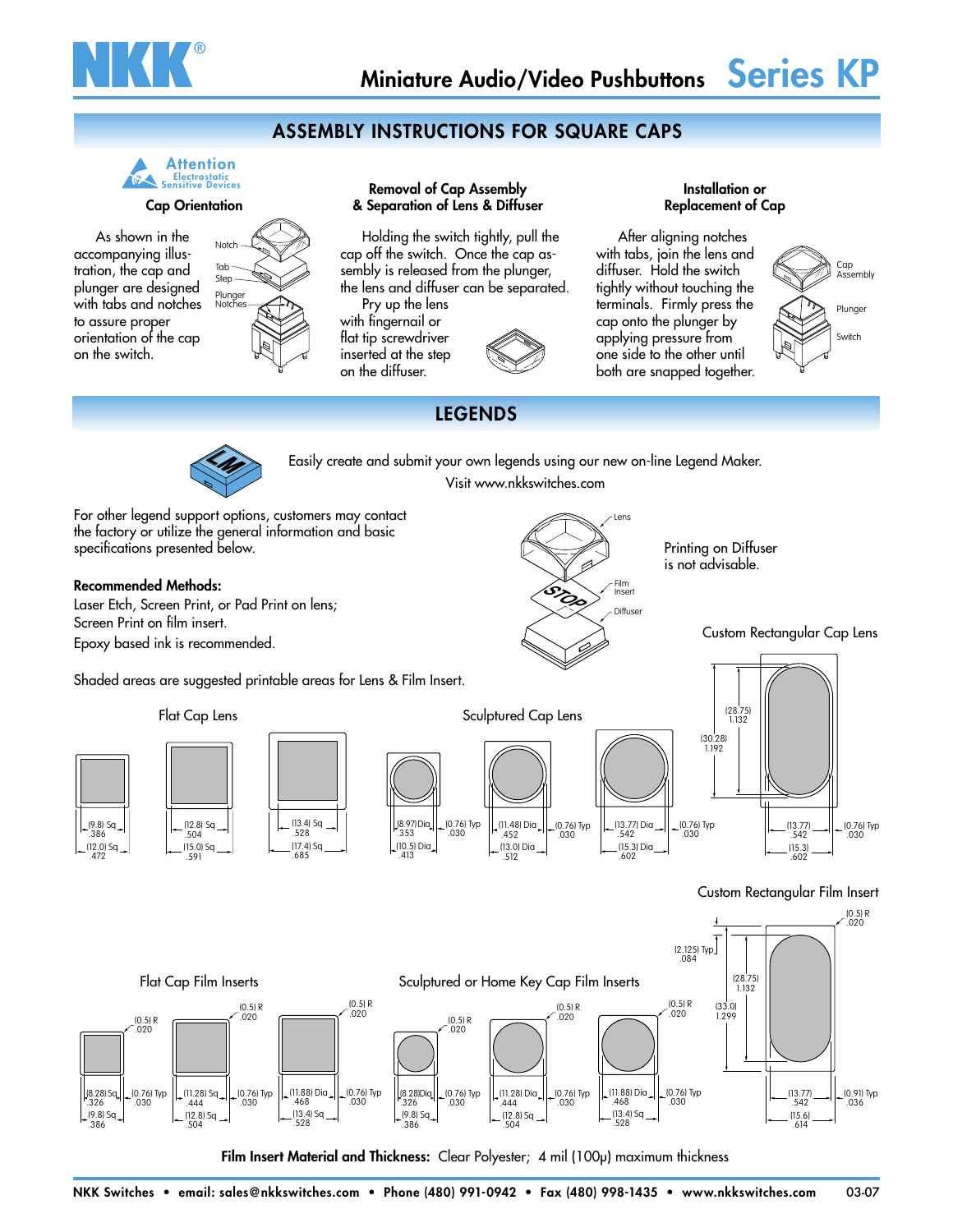# Miniature Audio/Video Pushbuttons Series KP

## ASSEMBLY INSTRUCTIONS FOR SQUARE CAPS

Attention
Electrostatic
Sensitive Devices

### Cap Orientation

As shown in the accompanying illustration, the cap and plunger are designed with tabs and notches to assure proper orientation of the cap on the switch.

Notch
Tab
Step
Plunger
Notches

### Removal of Cap Assembly & Separation of Lens & Diffuser

Holding the switch tightly, pull the cap off the switch. Once the cap assembly is released from the plunger, the lens and diffuser can be separated.

Pry up the lens with fingernail or flat tip screwdriver inserted at the step on the diffuser.

### Installation or Replacement of Cap

After aligning notches with tabs, join the lens and diffuser. Hold the switch tightly without touching the terminals. Firmly press the cap onto the plunger by applying pressure from one side to the other until both are snapped together.

Cap Assembly
Plunger
Switch

## LEGENDS

Easily create and submit your own legends using our new on-line Legend Maker.
Visit www.nkkswitches.com

For other legend support options, customers may contact the factory or utilize the general information and basic specifications presented below.

**Recommended Methods:**
Laser Etch, Screen Print, or Pad Print on lens;
Screen Print on film insert.
Epoxy based ink is recommended.

Lens
Film Insert
Diffuser

Printing on Diffuser is not advisable.

Shaded areas are suggested printable areas for Lens & Film Insert.

Flat Cap Lens

(9.8) Sq .386
(12.0) Sq .472
(12.8) Sq .504
(15.0) Sq .591
(13.4) Sq .528
(17.4) Sq .685

Sculptured Cap Lens

(8.97)Dia .353
(10.5) Dia .413
(0.76) Typ .030
(11.48) Dia .452
(13.0) Dia .512
(0.76) Typ .030
(13.77) Dia .542
(15.3) Dia .602
(0.76) Typ .030

Custom Rectangular Cap Lens

(28.75) 1.132
(30.28) 1.192
(13.77) .542
(15.3) .602
(0.76) Typ .030

Custom Rectangular Film Insert

(0.5) R .020
(2.125) Typ .084
(28.75) 1.132
(33.0) 1.299
(13.77) .542
(15.6) .614
(0.91) Typ .036

Flat Cap Film Inserts

(0.5) R .020
(8.28) Sq .326
(9.8) Sq .386
(0.76) Typ .030
(0.5) R .020
(11.28) Sq .444
(12.8) Sq .504
(0.76) Typ .030
(0.5) R .020
(11.88) Dia .468
(13.4) Sq .528
(0.76) Typ .030

Sculptured or Home Key Cap Film Inserts

(0.5) R .020
(8.28)Dia .326
(9.8) Sq .386
(0.76) Typ .030
(0.5) R .020
(11.28) Dia .444
(12.8) Sq .504
(0.76) Typ .030
(0.5) R .020
(11.88) Dia .468
(13.4) Sq .528
(0.76) Typ .030

**Film Insert Material and Thickness:** Clear Polyester; 4 mil (100μ) maximum thickness